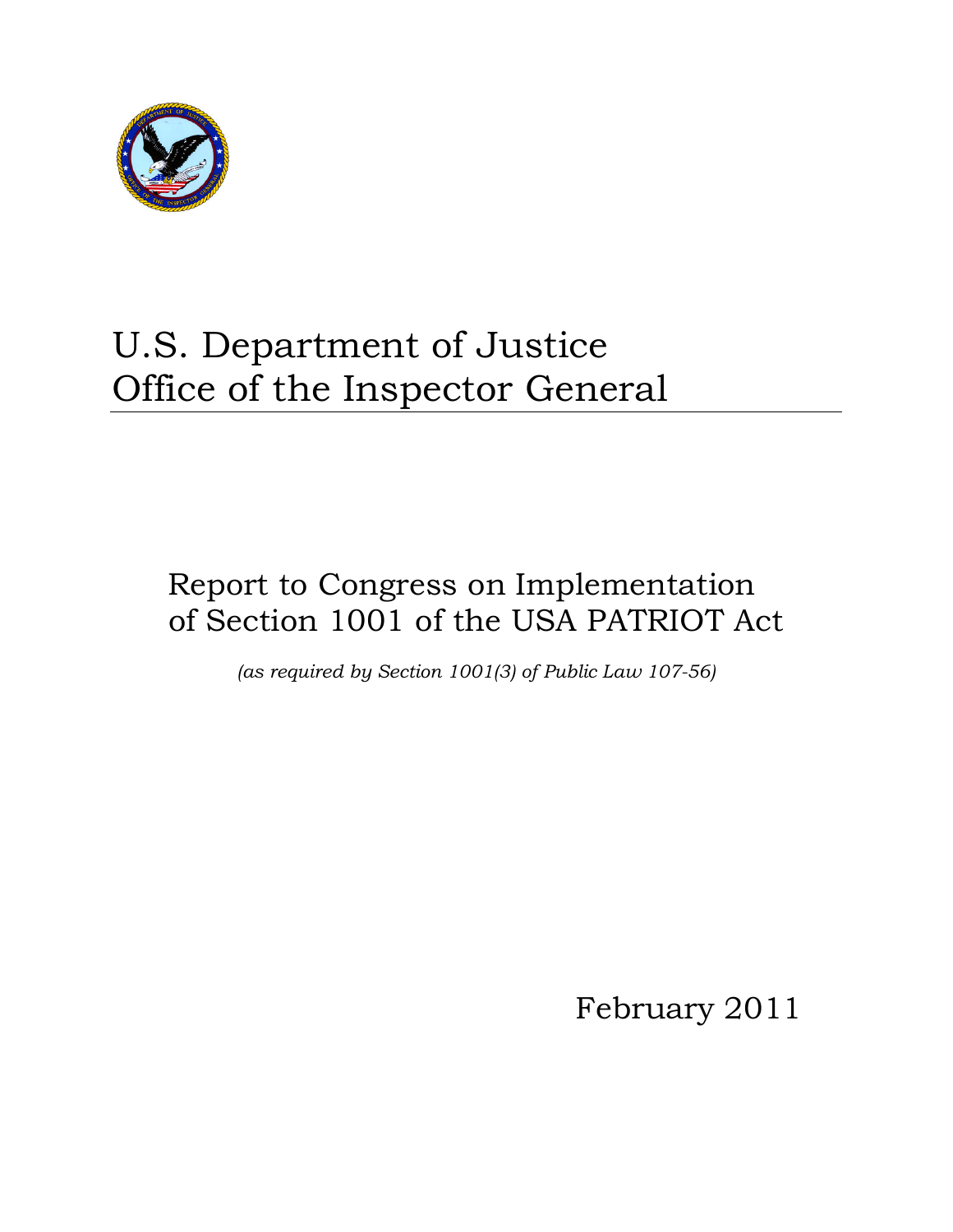# U.S. Department of Justice
# Office of the Inspector General

## Report to Congress on Implementation of Section 1001 of the USA PATRIOT Act

*(as required by Section 1001(3) of Public Law 107-56)*

February 2011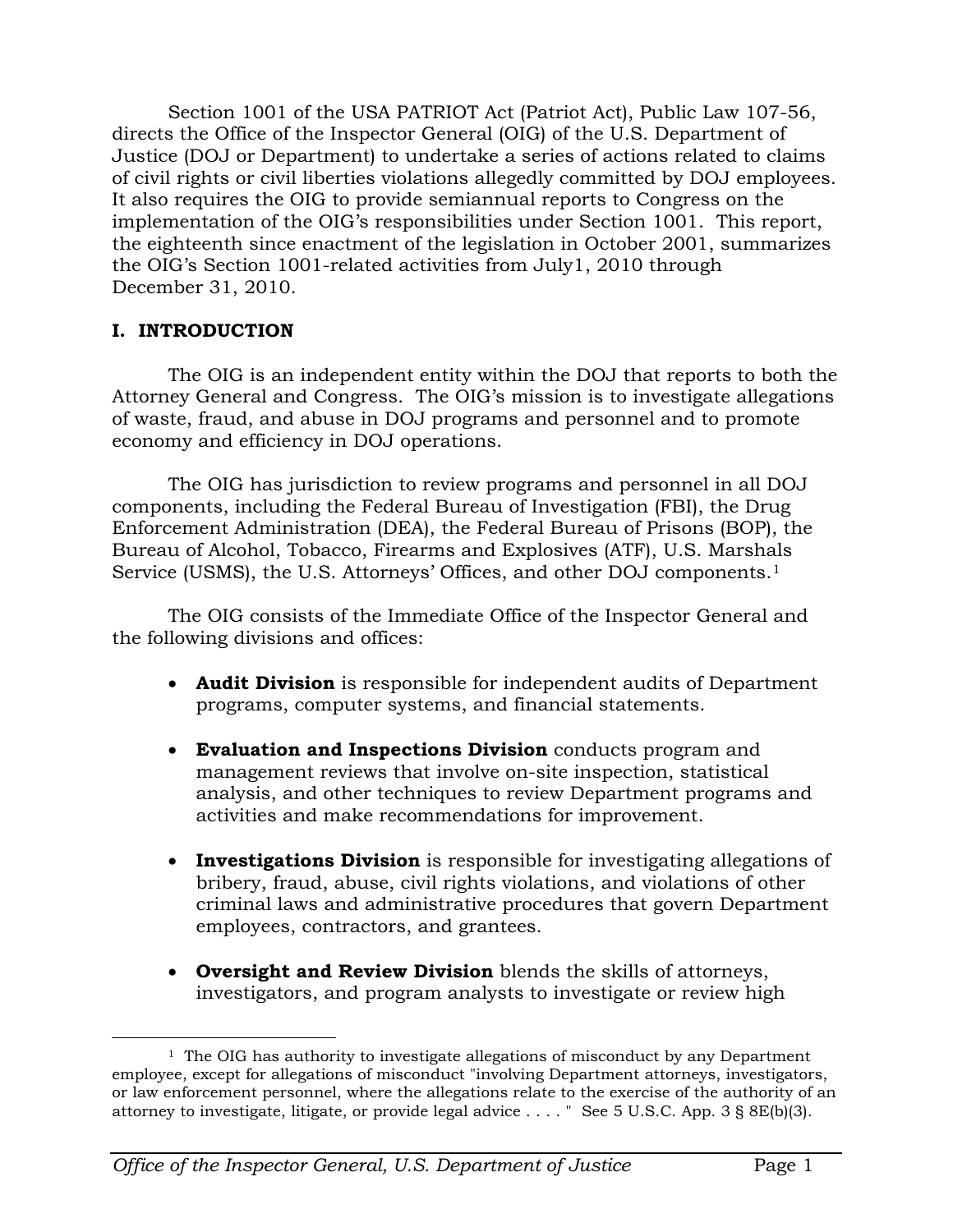Section 1001 of the USA PATRIOT Act (Patriot Act), Public Law 107-56, directs the Office of the Inspector General (OIG) of the U.S. Department of Justice (DOJ or Department) to undertake a series of actions related to claims of civil rights or civil liberties violations allegedly committed by DOJ employees. It also requires the OIG to provide semiannual reports to Congress on the implementation of the OIG's responsibilities under Section 1001. This report, the eighteenth since enactment of the legislation in October 2001, summarizes the OIG's Section 1001-related activities from July1, 2010 through December 31, 2010.

## I. INTRODUCTION

The OIG is an independent entity within the DOJ that reports to both the Attorney General and Congress. The OIG's mission is to investigate allegations of waste, fraud, and abuse in DOJ programs and personnel and to promote economy and efficiency in DOJ operations.

The OIG has jurisdiction to review programs and personnel in all DOJ components, including the Federal Bureau of Investigation (FBI), the Drug Enforcement Administration (DEA), the Federal Bureau of Prisons (BOP), the Bureau of Alcohol, Tobacco, Firearms and Explosives (ATF), U.S. Marshals Service (USMS), the U.S. Attorneys' Offices, and other DOJ components.[1]

The OIG consists of the Immediate Office of the Inspector General and the following divisions and offices:

- **Audit Division** is responsible for independent audits of Department programs, computer systems, and financial statements.
- **Evaluation and Inspections Division** conducts program and management reviews that involve on-site inspection, statistical analysis, and other techniques to review Department programs and activities and make recommendations for improvement.
- **Investigations Division** is responsible for investigating allegations of bribery, fraud, abuse, civil rights violations, and violations of other criminal laws and administrative procedures that govern Department employees, contractors, and grantees.
- **Oversight and Review Division** blends the skills of attorneys, investigators, and program analysts to investigate or review high

[1] The OIG has authority to investigate allegations of misconduct by any Department employee, except for allegations of misconduct "involving Department attorneys, investigators, or law enforcement personnel, where the allegations relate to the exercise of the authority of an attorney to investigate, litigate, or provide legal advice . . . . " See 5 U.S.C. App. 3 § 8E(b)(3).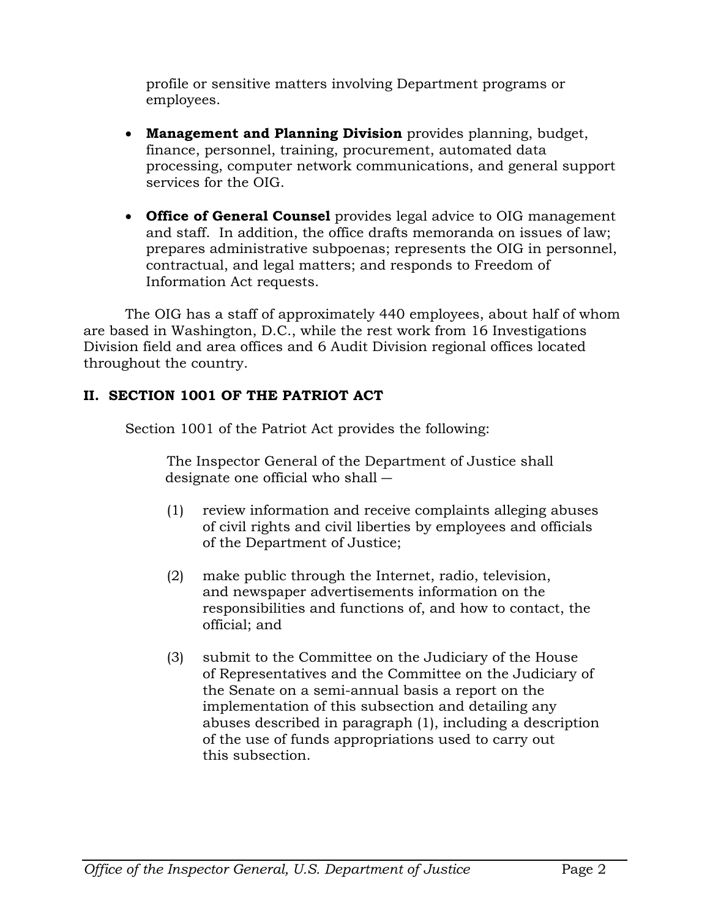profile or sensitive matters involving Department programs or employees.

- **Management and Planning Division** provides planning, budget, finance, personnel, training, procurement, automated data processing, computer network communications, and general support services for the OIG.

- **Office of General Counsel** provides legal advice to OIG management and staff. In addition, the office drafts memoranda on issues of law; prepares administrative subpoenas; represents the OIG in personnel, contractual, and legal matters; and responds to Freedom of Information Act requests.

The OIG has a staff of approximately 440 employees, about half of whom are based in Washington, D.C., while the rest work from 16 Investigations Division field and area offices and 6 Audit Division regional offices located throughout the country.

## II. SECTION 1001 OF THE PATRIOT ACT

Section 1001 of the Patriot Act provides the following:

> The Inspector General of the Department of Justice shall designate one official who shall —
>
> (1) review information and receive complaints alleging abuses of civil rights and civil liberties by employees and officials of the Department of Justice;
>
> (2) make public through the Internet, radio, television, and newspaper advertisements information on the responsibilities and functions of, and how to contact, the official; and
>
> (3) submit to the Committee on the Judiciary of the House of Representatives and the Committee on the Judiciary of the Senate on a semi-annual basis a report on the implementation of this subsection and detailing any abuses described in paragraph (1), including a description of the use of funds appropriations used to carry out this subsection.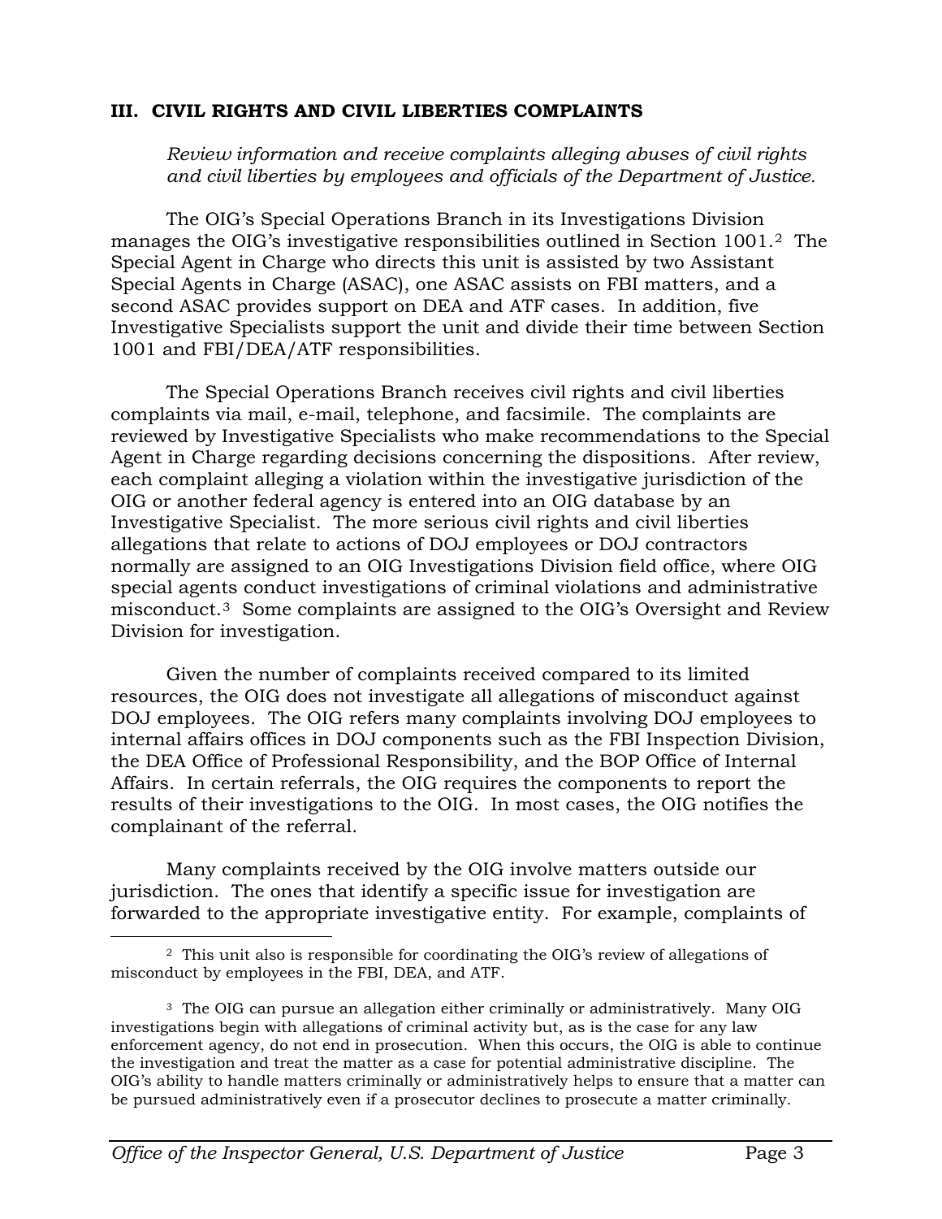## III. CIVIL RIGHTS AND CIVIL LIBERTIES COMPLAINTS

*Review information and receive complaints alleging abuses of civil rights and civil liberties by employees and officials of the Department of Justice.*

The OIG's Special Operations Branch in its Investigations Division manages the OIG's investigative responsibilities outlined in Section 1001.[2] The Special Agent in Charge who directs this unit is assisted by two Assistant Special Agents in Charge (ASAC), one ASAC assists on FBI matters, and a second ASAC provides support on DEA and ATF cases. In addition, five Investigative Specialists support the unit and divide their time between Section 1001 and FBI/DEA/ATF responsibilities.

The Special Operations Branch receives civil rights and civil liberties complaints via mail, e-mail, telephone, and facsimile. The complaints are reviewed by Investigative Specialists who make recommendations to the Special Agent in Charge regarding decisions concerning the dispositions. After review, each complaint alleging a violation within the investigative jurisdiction of the OIG or another federal agency is entered into an OIG database by an Investigative Specialist. The more serious civil rights and civil liberties allegations that relate to actions of DOJ employees or DOJ contractors normally are assigned to an OIG Investigations Division field office, where OIG special agents conduct investigations of criminal violations and administrative misconduct.[3] Some complaints are assigned to the OIG's Oversight and Review Division for investigation.

Given the number of complaints received compared to its limited resources, the OIG does not investigate all allegations of misconduct against DOJ employees. The OIG refers many complaints involving DOJ employees to internal affairs offices in DOJ components such as the FBI Inspection Division, the DEA Office of Professional Responsibility, and the BOP Office of Internal Affairs. In certain referrals, the OIG requires the components to report the results of their investigations to the OIG. In most cases, the OIG notifies the complainant of the referral.

Many complaints received by the OIG involve matters outside our jurisdiction. The ones that identify a specific issue for investigation are forwarded to the appropriate investigative entity. For example, complaints of

[2] This unit also is responsible for coordinating the OIG's review of allegations of misconduct by employees in the FBI, DEA, and ATF.

[3] The OIG can pursue an allegation either criminally or administratively. Many OIG investigations begin with allegations of criminal activity but, as is the case for any law enforcement agency, do not end in prosecution. When this occurs, the OIG is able to continue the investigation and treat the matter as a case for potential administrative discipline. The OIG's ability to handle matters criminally or administratively helps to ensure that a matter can be pursued administratively even if a prosecutor declines to prosecute a matter criminally.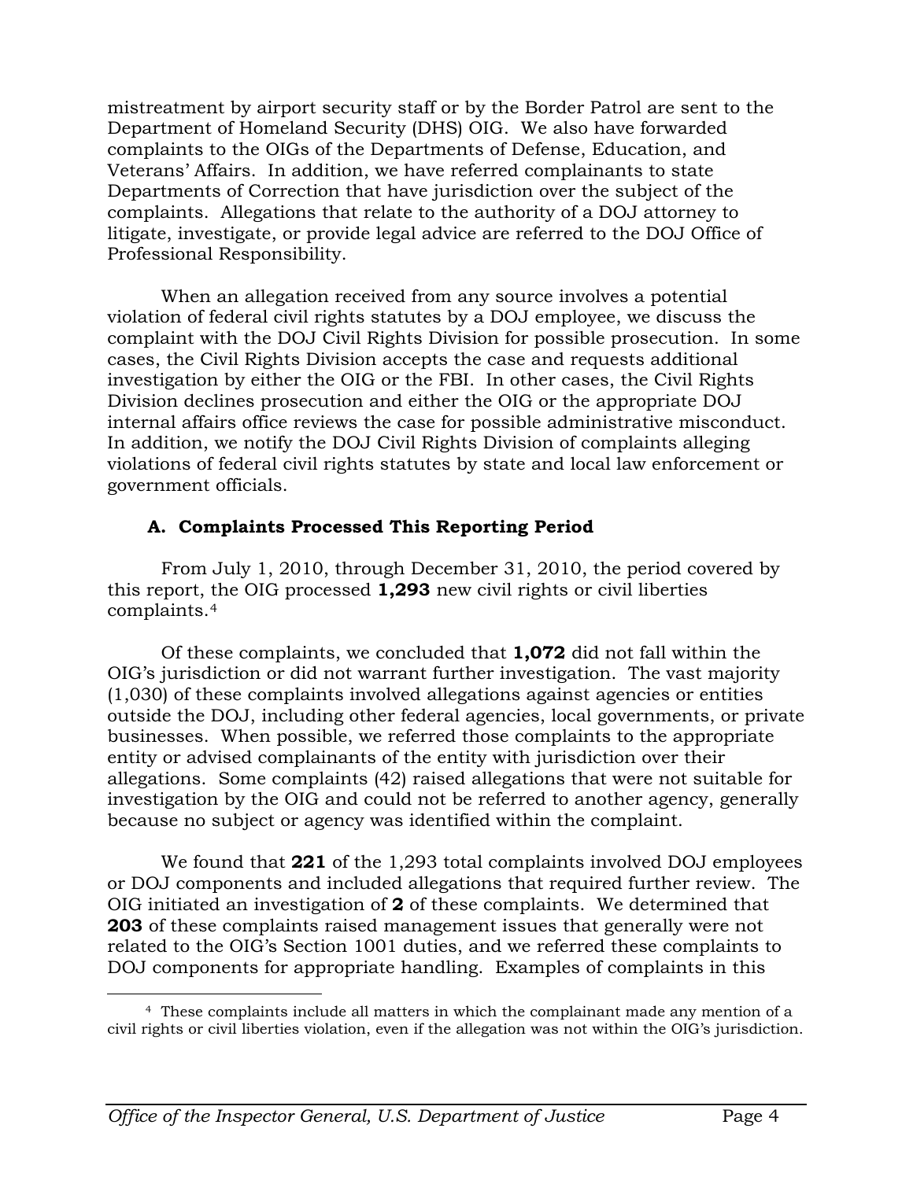mistreatment by airport security staff or by the Border Patrol are sent to the Department of Homeland Security (DHS) OIG. We also have forwarded complaints to the OIGs of the Departments of Defense, Education, and Veterans' Affairs. In addition, we have referred complainants to state Departments of Correction that have jurisdiction over the subject of the complaints. Allegations that relate to the authority of a DOJ attorney to litigate, investigate, or provide legal advice are referred to the DOJ Office of Professional Responsibility.

When an allegation received from any source involves a potential violation of federal civil rights statutes by a DOJ employee, we discuss the complaint with the DOJ Civil Rights Division for possible prosecution. In some cases, the Civil Rights Division accepts the case and requests additional investigation by either the OIG or the FBI. In other cases, the Civil Rights Division declines prosecution and either the OIG or the appropriate DOJ internal affairs office reviews the case for possible administrative misconduct. In addition, we notify the DOJ Civil Rights Division of complaints alleging violations of federal civil rights statutes by state and local law enforcement or government officials.

### A. Complaints Processed This Reporting Period

From July 1, 2010, through December 31, 2010, the period covered by this report, the OIG processed **1,293** new civil rights or civil liberties complaints.[4]

Of these complaints, we concluded that **1,072** did not fall within the OIG's jurisdiction or did not warrant further investigation. The vast majority (1,030) of these complaints involved allegations against agencies or entities outside the DOJ, including other federal agencies, local governments, or private businesses. When possible, we referred those complaints to the appropriate entity or advised complainants of the entity with jurisdiction over their allegations. Some complaints (42) raised allegations that were not suitable for investigation by the OIG and could not be referred to another agency, generally because no subject or agency was identified within the complaint.

We found that **221** of the 1,293 total complaints involved DOJ employees or DOJ components and included allegations that required further review. The OIG initiated an investigation of **2** of these complaints. We determined that **203** of these complaints raised management issues that generally were not related to the OIG's Section 1001 duties, and we referred these complaints to DOJ components for appropriate handling. Examples of complaints in this

[4] These complaints include all matters in which the complainant made any mention of a civil rights or civil liberties violation, even if the allegation was not within the OIG's jurisdiction.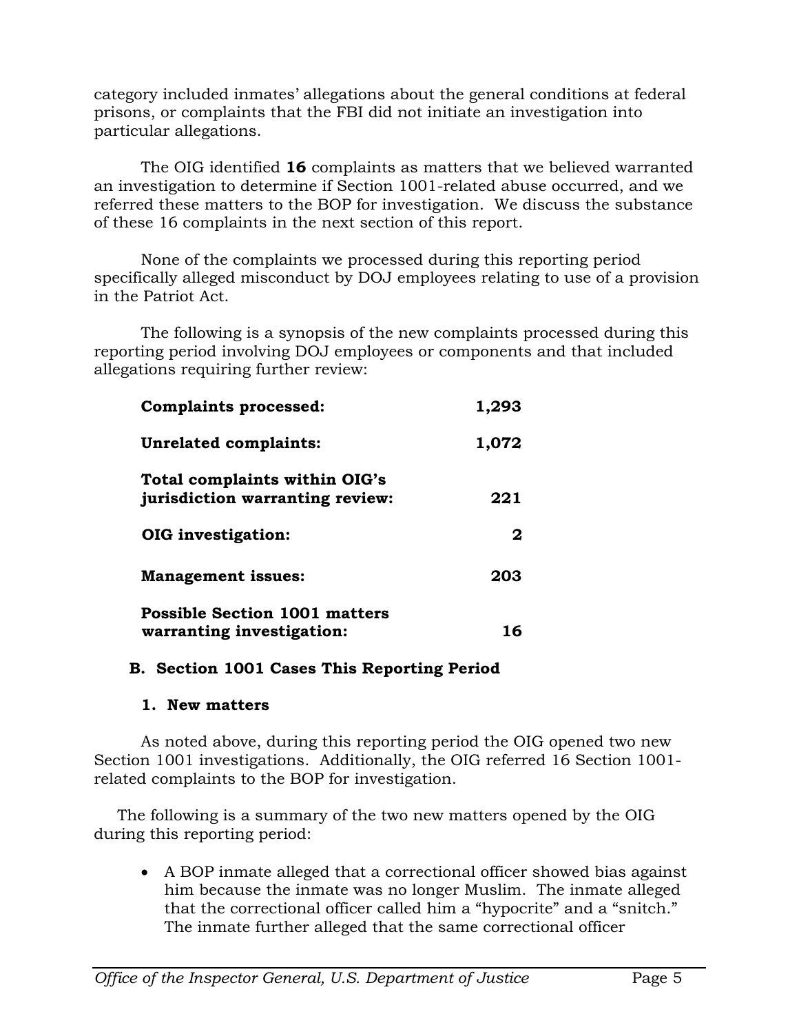category included inmates' allegations about the general conditions at federal prisons, or complaints that the FBI did not initiate an investigation into particular allegations.

The OIG identified **16** complaints as matters that we believed warranted an investigation to determine if Section 1001-related abuse occurred, and we referred these matters to the BOP for investigation. We discuss the substance of these 16 complaints in the next section of this report.

None of the complaints we processed during this reporting period specifically alleged misconduct by DOJ employees relating to use of a provision in the Patriot Act.

The following is a synopsis of the new complaints processed during this reporting period involving DOJ employees or components and that included allegations requiring further review:

| | |
|---|---|
| **Complaints processed:** | **1,293** |
| **Unrelated complaints:** | **1,072** |
| **Total complaints within OIG's jurisdiction warranting review:** | **221** |
| **OIG investigation:** | **2** |
| **Management issues:** | **203** |
| **Possible Section 1001 matters warranting investigation:** | **16** |

## B. Section 1001 Cases This Reporting Period

### 1. New matters

As noted above, during this reporting period the OIG opened two new Section 1001 investigations. Additionally, the OIG referred 16 Section 1001-related complaints to the BOP for investigation.

The following is a summary of the two new matters opened by the OIG during this reporting period:

- A BOP inmate alleged that a correctional officer showed bias against him because the inmate was no longer Muslim. The inmate alleged that the correctional officer called him a "hypocrite" and a "snitch." The inmate further alleged that the same correctional officer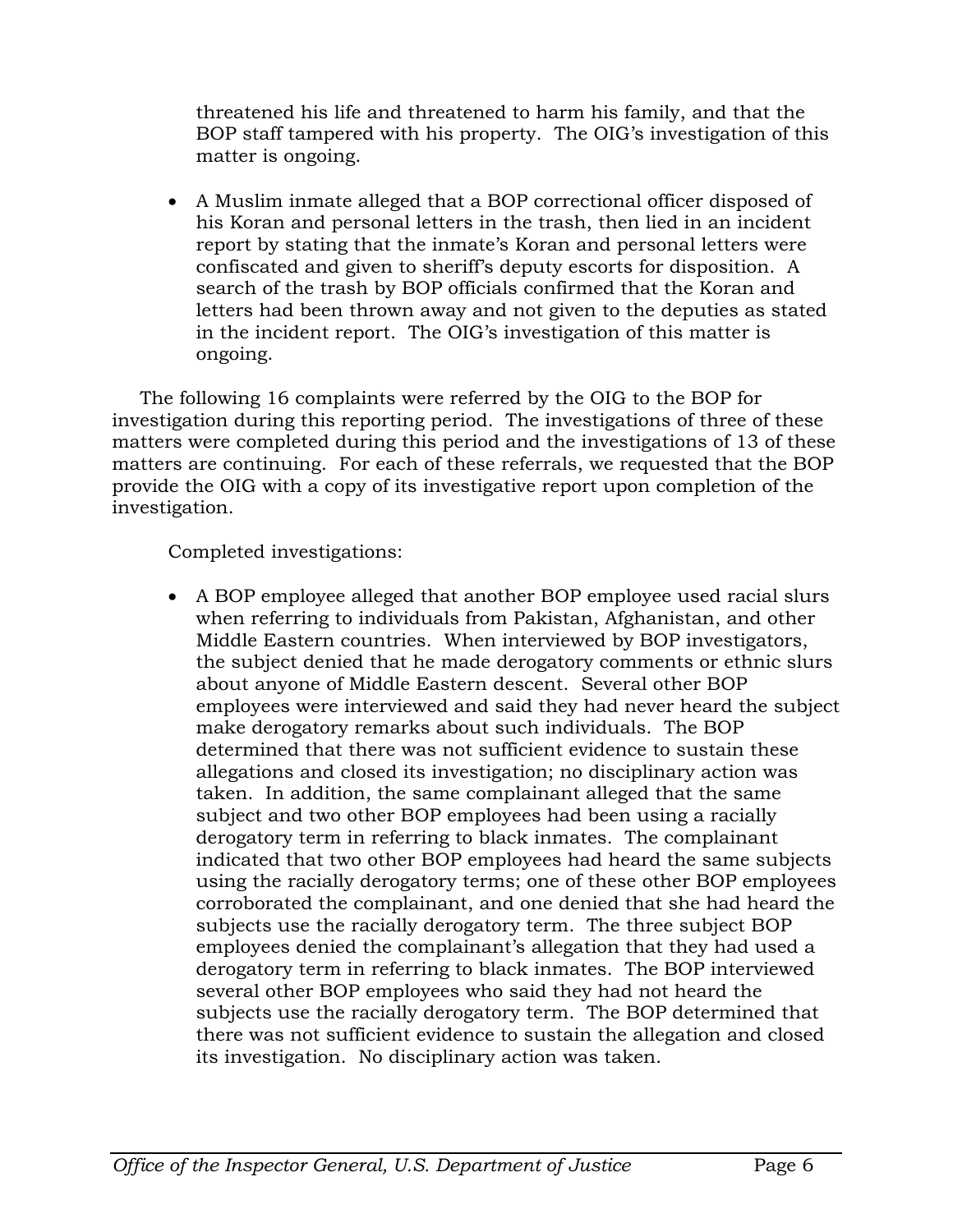threatened his life and threatened to harm his family, and that the BOP staff tampered with his property. The OIG's investigation of this matter is ongoing.

- A Muslim inmate alleged that a BOP correctional officer disposed of his Koran and personal letters in the trash, then lied in an incident report by stating that the inmate's Koran and personal letters were confiscated and given to sheriff's deputy escorts for disposition. A search of the trash by BOP officials confirmed that the Koran and letters had been thrown away and not given to the deputies as stated in the incident report. The OIG's investigation of this matter is ongoing.

The following 16 complaints were referred by the OIG to the BOP for investigation during this reporting period. The investigations of three of these matters were completed during this period and the investigations of 13 of these matters are continuing. For each of these referrals, we requested that the BOP provide the OIG with a copy of its investigative report upon completion of the investigation.

Completed investigations:

- A BOP employee alleged that another BOP employee used racial slurs when referring to individuals from Pakistan, Afghanistan, and other Middle Eastern countries. When interviewed by BOP investigators, the subject denied that he made derogatory comments or ethnic slurs about anyone of Middle Eastern descent. Several other BOP employees were interviewed and said they had never heard the subject make derogatory remarks about such individuals. The BOP determined that there was not sufficient evidence to sustain these allegations and closed its investigation; no disciplinary action was taken. In addition, the same complainant alleged that the same subject and two other BOP employees had been using a racially derogatory term in referring to black inmates. The complainant indicated that two other BOP employees had heard the same subjects using the racially derogatory terms; one of these other BOP employees corroborated the complainant, and one denied that she had heard the subjects use the racially derogatory term. The three subject BOP employees denied the complainant's allegation that they had used a derogatory term in referring to black inmates. The BOP interviewed several other BOP employees who said they had not heard the subjects use the racially derogatory term. The BOP determined that there was not sufficient evidence to sustain the allegation and closed its investigation. No disciplinary action was taken.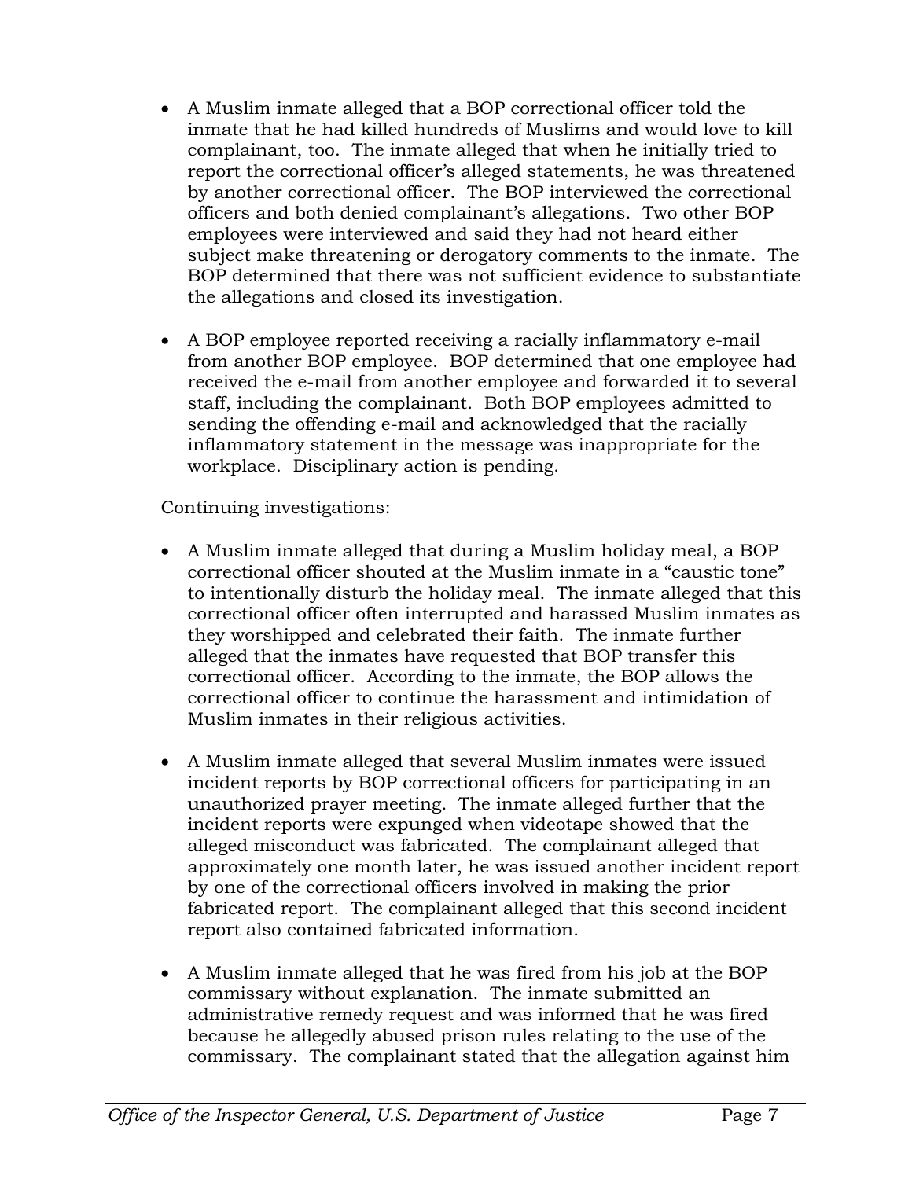- A Muslim inmate alleged that a BOP correctional officer told the inmate that he had killed hundreds of Muslims and would love to kill complainant, too. The inmate alleged that when he initially tried to report the correctional officer's alleged statements, he was threatened by another correctional officer. The BOP interviewed the correctional officers and both denied complainant's allegations. Two other BOP employees were interviewed and said they had not heard either subject make threatening or derogatory comments to the inmate. The BOP determined that there was not sufficient evidence to substantiate the allegations and closed its investigation.

- A BOP employee reported receiving a racially inflammatory e-mail from another BOP employee. BOP determined that one employee had received the e-mail from another employee and forwarded it to several staff, including the complainant. Both BOP employees admitted to sending the offending e-mail and acknowledged that the racially inflammatory statement in the message was inappropriate for the workplace. Disciplinary action is pending.

Continuing investigations:

- A Muslim inmate alleged that during a Muslim holiday meal, a BOP correctional officer shouted at the Muslim inmate in a "caustic tone" to intentionally disturb the holiday meal. The inmate alleged that this correctional officer often interrupted and harassed Muslim inmates as they worshipped and celebrated their faith. The inmate further alleged that the inmates have requested that BOP transfer this correctional officer. According to the inmate, the BOP allows the correctional officer to continue the harassment and intimidation of Muslim inmates in their religious activities.

- A Muslim inmate alleged that several Muslim inmates were issued incident reports by BOP correctional officers for participating in an unauthorized prayer meeting. The inmate alleged further that the incident reports were expunged when videotape showed that the alleged misconduct was fabricated. The complainant alleged that approximately one month later, he was issued another incident report by one of the correctional officers involved in making the prior fabricated report. The complainant alleged that this second incident report also contained fabricated information.

- A Muslim inmate alleged that he was fired from his job at the BOP commissary without explanation. The inmate submitted an administrative remedy request and was informed that he was fired because he allegedly abused prison rules relating to the use of the commissary. The complainant stated that the allegation against him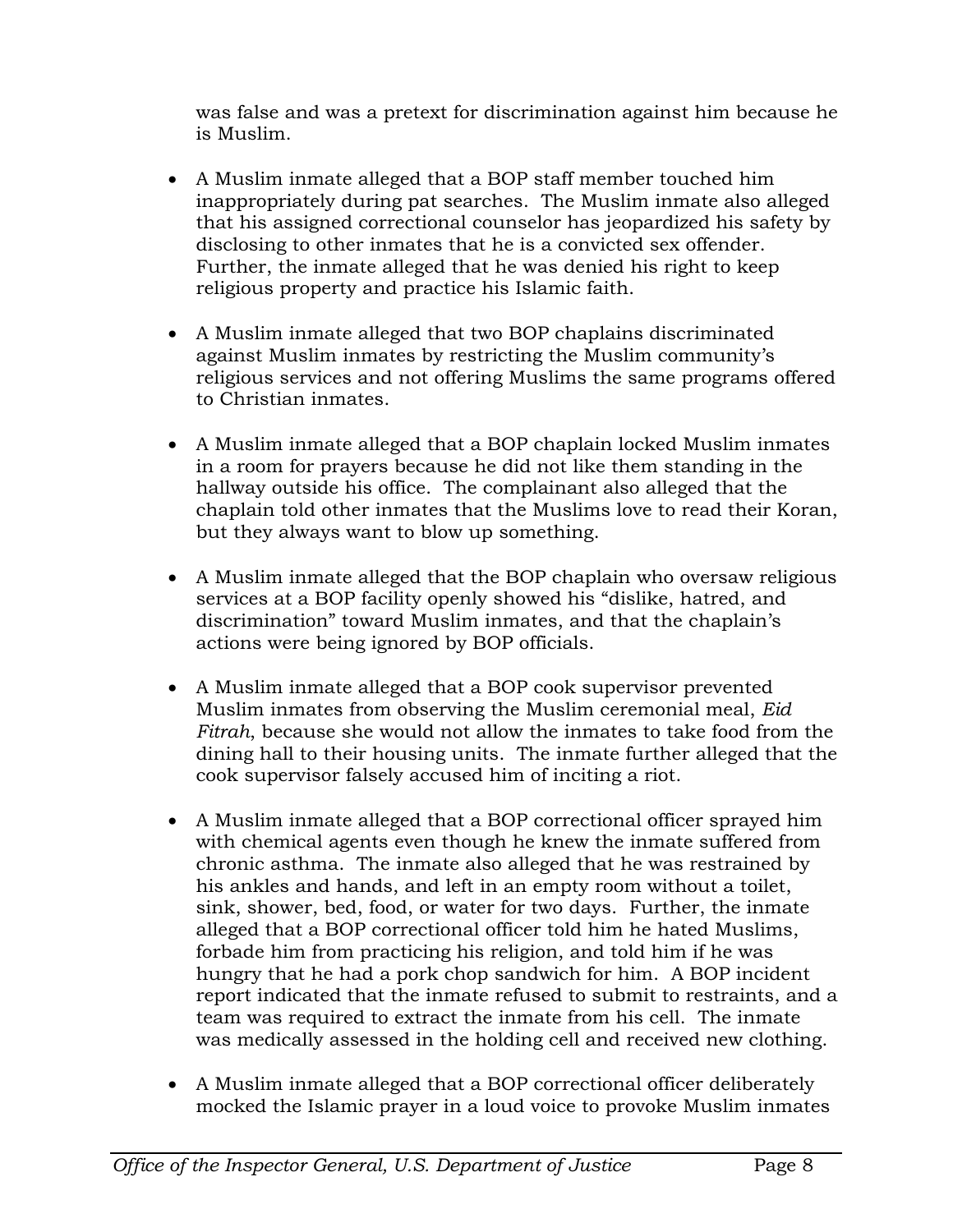was false and was a pretext for discrimination against him because he is Muslim.

- A Muslim inmate alleged that a BOP staff member touched him inappropriately during pat searches. The Muslim inmate also alleged that his assigned correctional counselor has jeopardized his safety by disclosing to other inmates that he is a convicted sex offender. Further, the inmate alleged that he was denied his right to keep religious property and practice his Islamic faith.

- A Muslim inmate alleged that two BOP chaplains discriminated against Muslim inmates by restricting the Muslim community's religious services and not offering Muslims the same programs offered to Christian inmates.

- A Muslim inmate alleged that a BOP chaplain locked Muslim inmates in a room for prayers because he did not like them standing in the hallway outside his office. The complainant also alleged that the chaplain told other inmates that the Muslims love to read their Koran, but they always want to blow up something.

- A Muslim inmate alleged that the BOP chaplain who oversaw religious services at a BOP facility openly showed his "dislike, hatred, and discrimination" toward Muslim inmates, and that the chaplain's actions were being ignored by BOP officials.

- A Muslim inmate alleged that a BOP cook supervisor prevented Muslim inmates from observing the Muslim ceremonial meal, *Eid Fitrah*, because she would not allow the inmates to take food from the dining hall to their housing units. The inmate further alleged that the cook supervisor falsely accused him of inciting a riot.

- A Muslim inmate alleged that a BOP correctional officer sprayed him with chemical agents even though he knew the inmate suffered from chronic asthma. The inmate also alleged that he was restrained by his ankles and hands, and left in an empty room without a toilet, sink, shower, bed, food, or water for two days. Further, the inmate alleged that a BOP correctional officer told him he hated Muslims, forbade him from practicing his religion, and told him if he was hungry that he had a pork chop sandwich for him. A BOP incident report indicated that the inmate refused to submit to restraints, and a team was required to extract the inmate from his cell. The inmate was medically assessed in the holding cell and received new clothing.

- A Muslim inmate alleged that a BOP correctional officer deliberately mocked the Islamic prayer in a loud voice to provoke Muslim inmates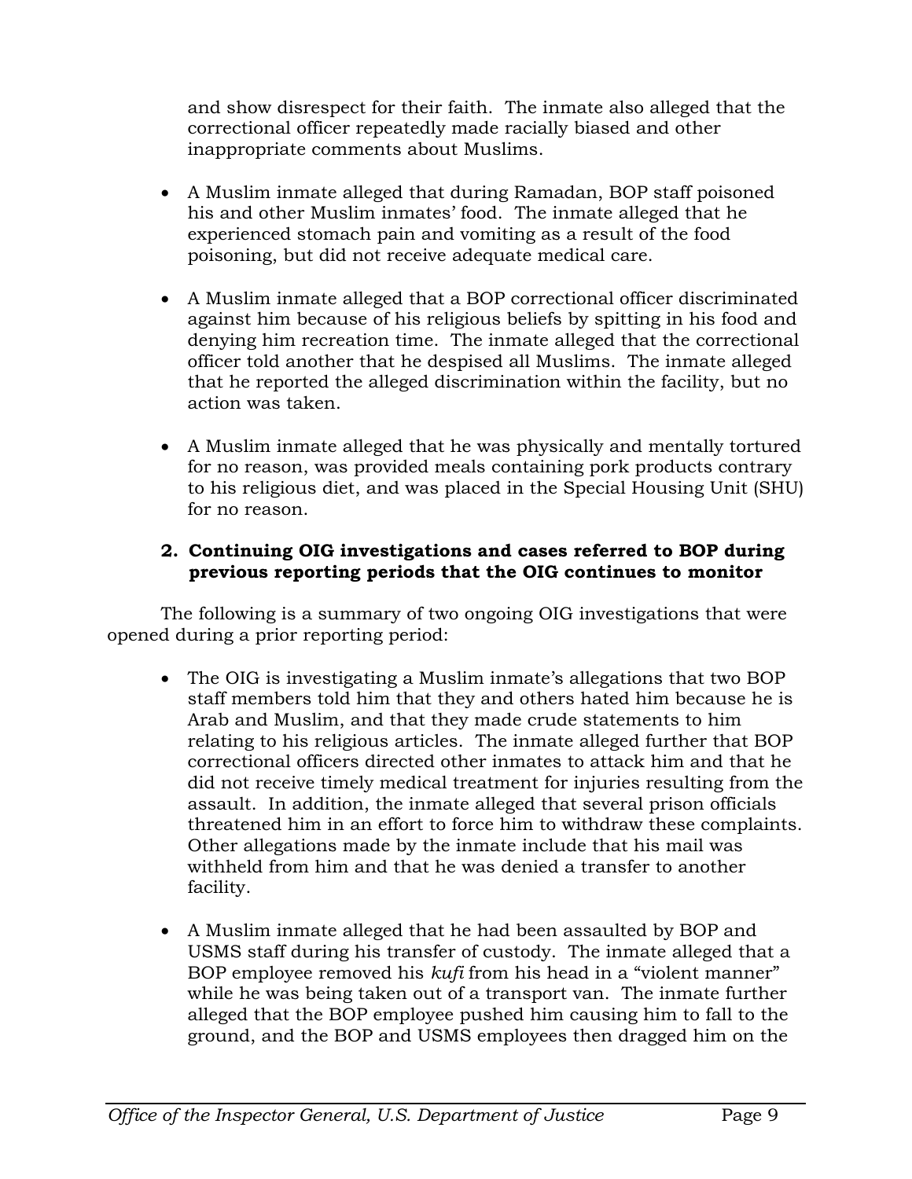and show disrespect for their faith. The inmate also alleged that the correctional officer repeatedly made racially biased and other inappropriate comments about Muslims.

- A Muslim inmate alleged that during Ramadan, BOP staff poisoned his and other Muslim inmates' food. The inmate alleged that he experienced stomach pain and vomiting as a result of the food poisoning, but did not receive adequate medical care.

- A Muslim inmate alleged that a BOP correctional officer discriminated against him because of his religious beliefs by spitting in his food and denying him recreation time. The inmate alleged that the correctional officer told another that he despised all Muslims. The inmate alleged that he reported the alleged discrimination within the facility, but no action was taken.

- A Muslim inmate alleged that he was physically and mentally tortured for no reason, was provided meals containing pork products contrary to his religious diet, and was placed in the Special Housing Unit (SHU) for no reason.

### 2. Continuing OIG investigations and cases referred to BOP during previous reporting periods that the OIG continues to monitor

The following is a summary of two ongoing OIG investigations that were opened during a prior reporting period:

- The OIG is investigating a Muslim inmate's allegations that two BOP staff members told him that they and others hated him because he is Arab and Muslim, and that they made crude statements to him relating to his religious articles. The inmate alleged further that BOP correctional officers directed other inmates to attack him and that he did not receive timely medical treatment for injuries resulting from the assault. In addition, the inmate alleged that several prison officials threatened him in an effort to force him to withdraw these complaints. Other allegations made by the inmate include that his mail was withheld from him and that he was denied a transfer to another facility.

- A Muslim inmate alleged that he had been assaulted by BOP and USMS staff during his transfer of custody. The inmate alleged that a BOP employee removed his *kufi* from his head in a "violent manner" while he was being taken out of a transport van. The inmate further alleged that the BOP employee pushed him causing him to fall to the ground, and the BOP and USMS employees then dragged him on the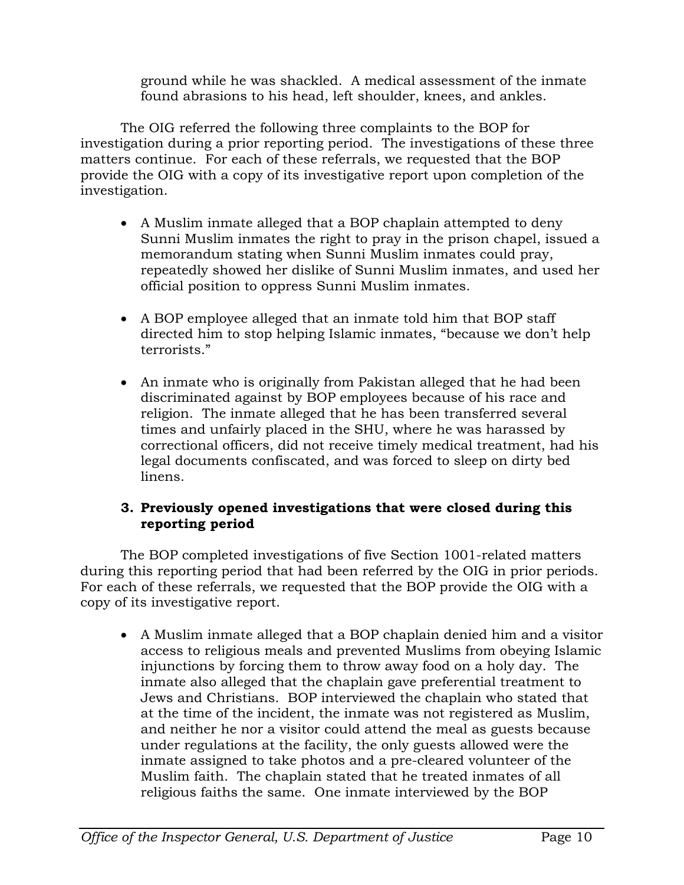ground while he was shackled. A medical assessment of the inmate found abrasions to his head, left shoulder, knees, and ankles.

The OIG referred the following three complaints to the BOP for investigation during a prior reporting period. The investigations of these three matters continue. For each of these referrals, we requested that the BOP provide the OIG with a copy of its investigative report upon completion of the investigation.

- A Muslim inmate alleged that a BOP chaplain attempted to deny Sunni Muslim inmates the right to pray in the prison chapel, issued a memorandum stating when Sunni Muslim inmates could pray, repeatedly showed her dislike of Sunni Muslim inmates, and used her official position to oppress Sunni Muslim inmates.

- A BOP employee alleged that an inmate told him that BOP staff directed him to stop helping Islamic inmates, "because we don't help terrorists."

- An inmate who is originally from Pakistan alleged that he had been discriminated against by BOP employees because of his race and religion. The inmate alleged that he has been transferred several times and unfairly placed in the SHU, where he was harassed by correctional officers, did not receive timely medical treatment, had his legal documents confiscated, and was forced to sleep on dirty bed linens.

### 3. Previously opened investigations that were closed during this reporting period

The BOP completed investigations of five Section 1001-related matters during this reporting period that had been referred by the OIG in prior periods. For each of these referrals, we requested that the BOP provide the OIG with a copy of its investigative report.

- A Muslim inmate alleged that a BOP chaplain denied him and a visitor access to religious meals and prevented Muslims from obeying Islamic injunctions by forcing them to throw away food on a holy day. The inmate also alleged that the chaplain gave preferential treatment to Jews and Christians. BOP interviewed the chaplain who stated that at the time of the incident, the inmate was not registered as Muslim, and neither he nor a visitor could attend the meal as guests because under regulations at the facility, the only guests allowed were the inmate assigned to take photos and a pre-cleared volunteer of the Muslim faith. The chaplain stated that he treated inmates of all religious faiths the same. One inmate interviewed by the BOP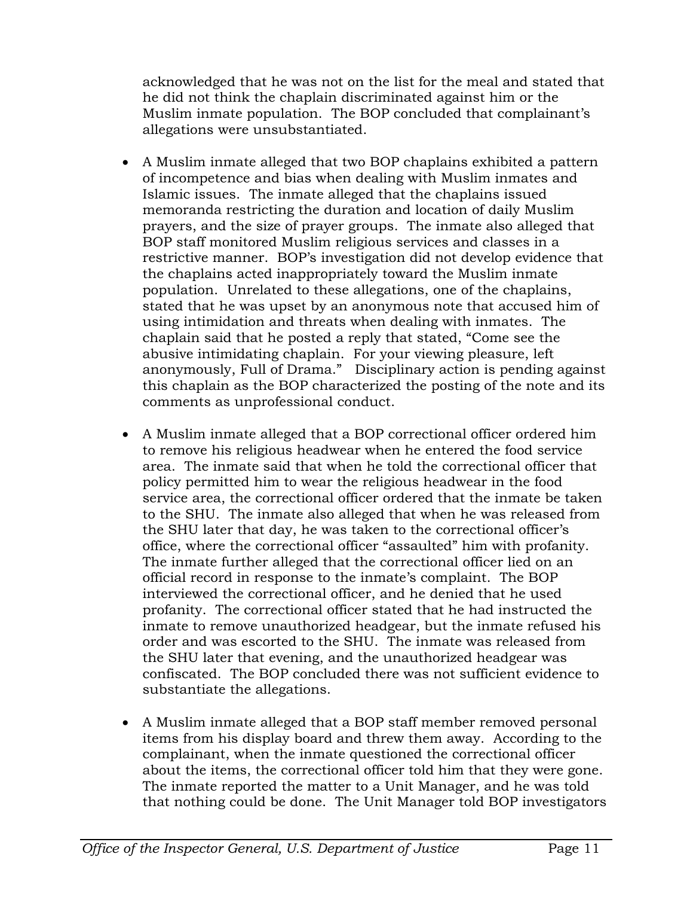acknowledged that he was not on the list for the meal and stated that he did not think the chaplain discriminated against him or the Muslim inmate population. The BOP concluded that complainant's allegations were unsubstantiated.

- A Muslim inmate alleged that two BOP chaplains exhibited a pattern of incompetence and bias when dealing with Muslim inmates and Islamic issues. The inmate alleged that the chaplains issued memoranda restricting the duration and location of daily Muslim prayers, and the size of prayer groups. The inmate also alleged that BOP staff monitored Muslim religious services and classes in a restrictive manner. BOP's investigation did not develop evidence that the chaplains acted inappropriately toward the Muslim inmate population. Unrelated to these allegations, one of the chaplains, stated that he was upset by an anonymous note that accused him of using intimidation and threats when dealing with inmates. The chaplain said that he posted a reply that stated, "Come see the abusive intimidating chaplain. For your viewing pleasure, left anonymously, Full of Drama." Disciplinary action is pending against this chaplain as the BOP characterized the posting of the note and its comments as unprofessional conduct.

- A Muslim inmate alleged that a BOP correctional officer ordered him to remove his religious headwear when he entered the food service area. The inmate said that when he told the correctional officer that policy permitted him to wear the religious headwear in the food service area, the correctional officer ordered that the inmate be taken to the SHU. The inmate also alleged that when he was released from the SHU later that day, he was taken to the correctional officer's office, where the correctional officer "assaulted" him with profanity. The inmate further alleged that the correctional officer lied on an official record in response to the inmate's complaint. The BOP interviewed the correctional officer, and he denied that he used profanity. The correctional officer stated that he had instructed the inmate to remove unauthorized headgear, but the inmate refused his order and was escorted to the SHU. The inmate was released from the SHU later that evening, and the unauthorized headgear was confiscated. The BOP concluded there was not sufficient evidence to substantiate the allegations.

- A Muslim inmate alleged that a BOP staff member removed personal items from his display board and threw them away. According to the complainant, when the inmate questioned the correctional officer about the items, the correctional officer told him that they were gone. The inmate reported the matter to a Unit Manager, and he was told that nothing could be done. The Unit Manager told BOP investigators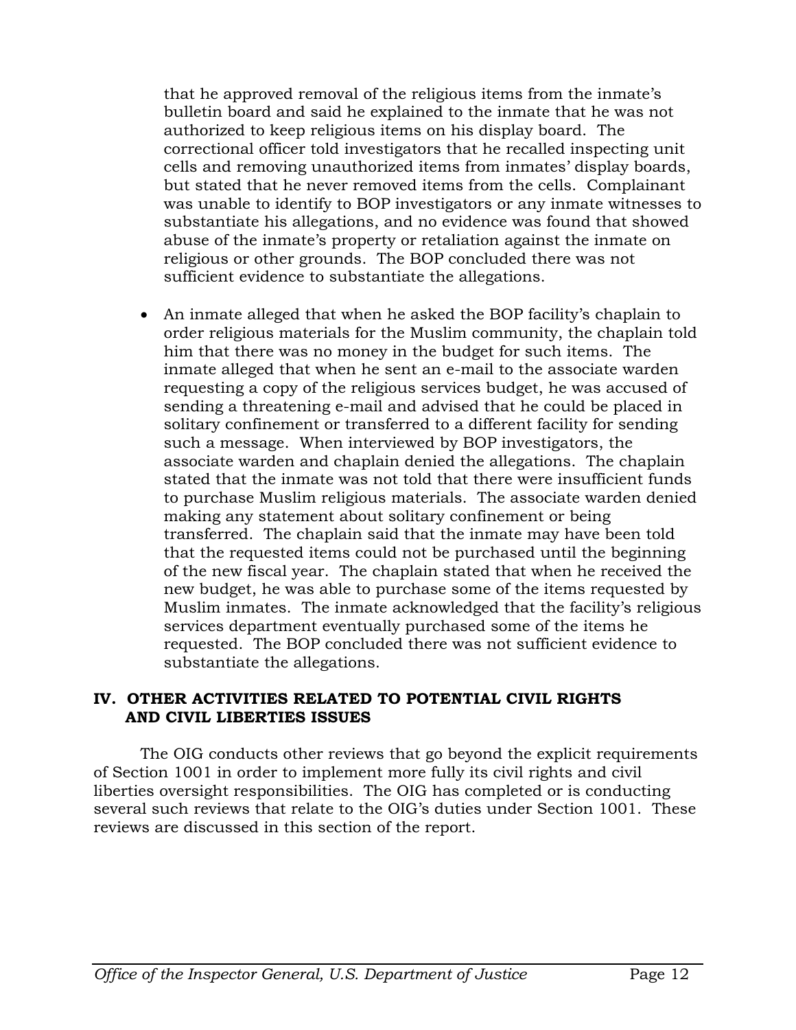that he approved removal of the religious items from the inmate's bulletin board and said he explained to the inmate that he was not authorized to keep religious items on his display board. The correctional officer told investigators that he recalled inspecting unit cells and removing unauthorized items from inmates' display boards, but stated that he never removed items from the cells. Complainant was unable to identify to BOP investigators or any inmate witnesses to substantiate his allegations, and no evidence was found that showed abuse of the inmate's property or retaliation against the inmate on religious or other grounds. The BOP concluded there was not sufficient evidence to substantiate the allegations.

- An inmate alleged that when he asked the BOP facility's chaplain to order religious materials for the Muslim community, the chaplain told him that there was no money in the budget for such items. The inmate alleged that when he sent an e-mail to the associate warden requesting a copy of the religious services budget, he was accused of sending a threatening e-mail and advised that he could be placed in solitary confinement or transferred to a different facility for sending such a message. When interviewed by BOP investigators, the associate warden and chaplain denied the allegations. The chaplain stated that the inmate was not told that there were insufficient funds to purchase Muslim religious materials. The associate warden denied making any statement about solitary confinement or being transferred. The chaplain said that the inmate may have been told that the requested items could not be purchased until the beginning of the new fiscal year. The chaplain stated that when he received the new budget, he was able to purchase some of the items requested by Muslim inmates. The inmate acknowledged that the facility's religious services department eventually purchased some of the items he requested. The BOP concluded there was not sufficient evidence to substantiate the allegations.

## IV. OTHER ACTIVITIES RELATED TO POTENTIAL CIVIL RIGHTS AND CIVIL LIBERTIES ISSUES

The OIG conducts other reviews that go beyond the explicit requirements of Section 1001 in order to implement more fully its civil rights and civil liberties oversight responsibilities. The OIG has completed or is conducting several such reviews that relate to the OIG's duties under Section 1001. These reviews are discussed in this section of the report.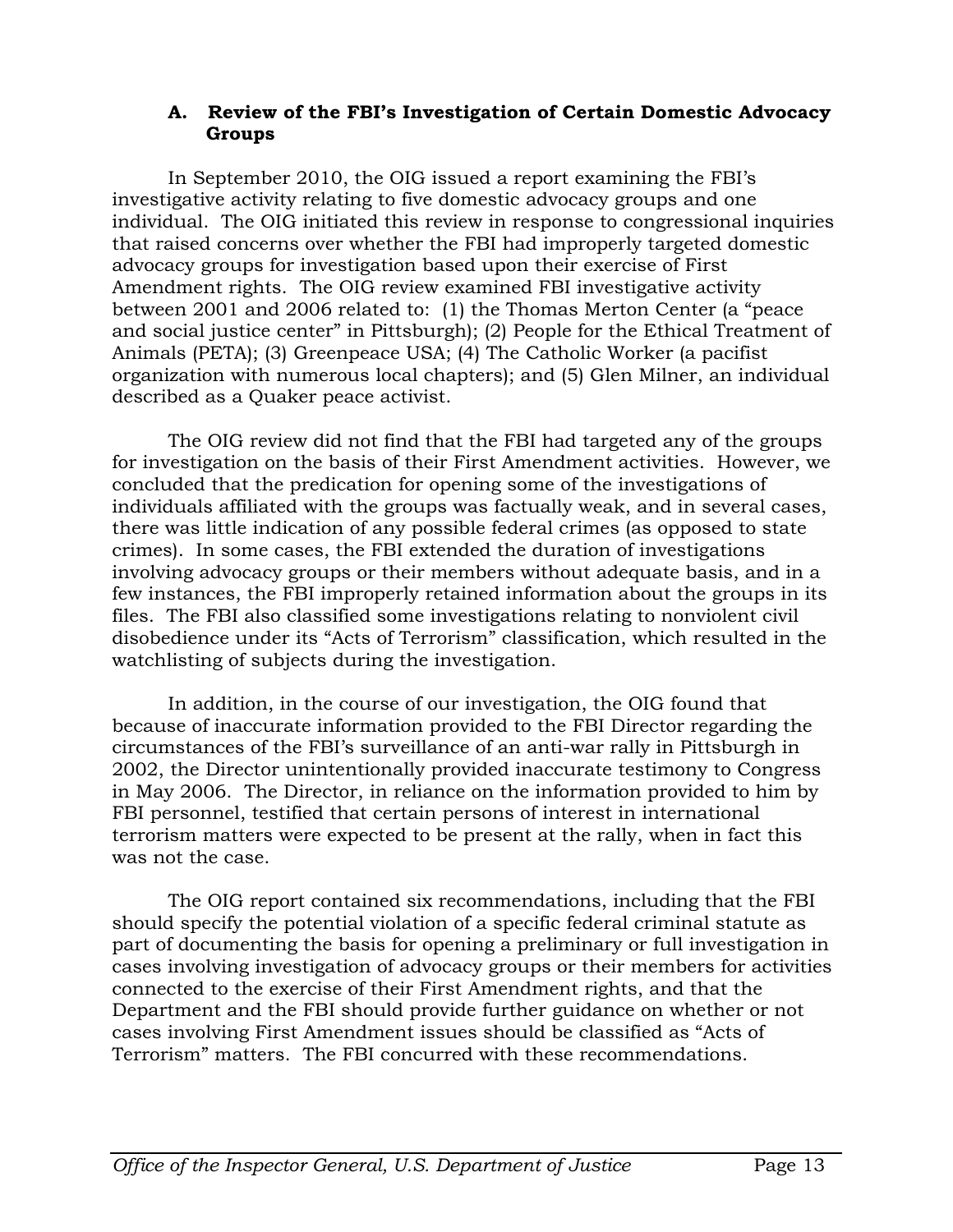### A. Review of the FBI's Investigation of Certain Domestic Advocacy Groups

In September 2010, the OIG issued a report examining the FBI's investigative activity relating to five domestic advocacy groups and one individual. The OIG initiated this review in response to congressional inquiries that raised concerns over whether the FBI had improperly targeted domestic advocacy groups for investigation based upon their exercise of First Amendment rights. The OIG review examined FBI investigative activity between 2001 and 2006 related to: (1) the Thomas Merton Center (a "peace and social justice center" in Pittsburgh); (2) People for the Ethical Treatment of Animals (PETA); (3) Greenpeace USA; (4) The Catholic Worker (a pacifist organization with numerous local chapters); and (5) Glen Milner, an individual described as a Quaker peace activist.

The OIG review did not find that the FBI had targeted any of the groups for investigation on the basis of their First Amendment activities. However, we concluded that the predication for opening some of the investigations of individuals affiliated with the groups was factually weak, and in several cases, there was little indication of any possible federal crimes (as opposed to state crimes). In some cases, the FBI extended the duration of investigations involving advocacy groups or their members without adequate basis, and in a few instances, the FBI improperly retained information about the groups in its files. The FBI also classified some investigations relating to nonviolent civil disobedience under its "Acts of Terrorism" classification, which resulted in the watchlisting of subjects during the investigation.

In addition, in the course of our investigation, the OIG found that because of inaccurate information provided to the FBI Director regarding the circumstances of the FBI's surveillance of an anti-war rally in Pittsburgh in 2002, the Director unintentionally provided inaccurate testimony to Congress in May 2006. The Director, in reliance on the information provided to him by FBI personnel, testified that certain persons of interest in international terrorism matters were expected to be present at the rally, when in fact this was not the case.

The OIG report contained six recommendations, including that the FBI should specify the potential violation of a specific federal criminal statute as part of documenting the basis for opening a preliminary or full investigation in cases involving investigation of advocacy groups or their members for activities connected to the exercise of their First Amendment rights, and that the Department and the FBI should provide further guidance on whether or not cases involving First Amendment issues should be classified as "Acts of Terrorism" matters. The FBI concurred with these recommendations.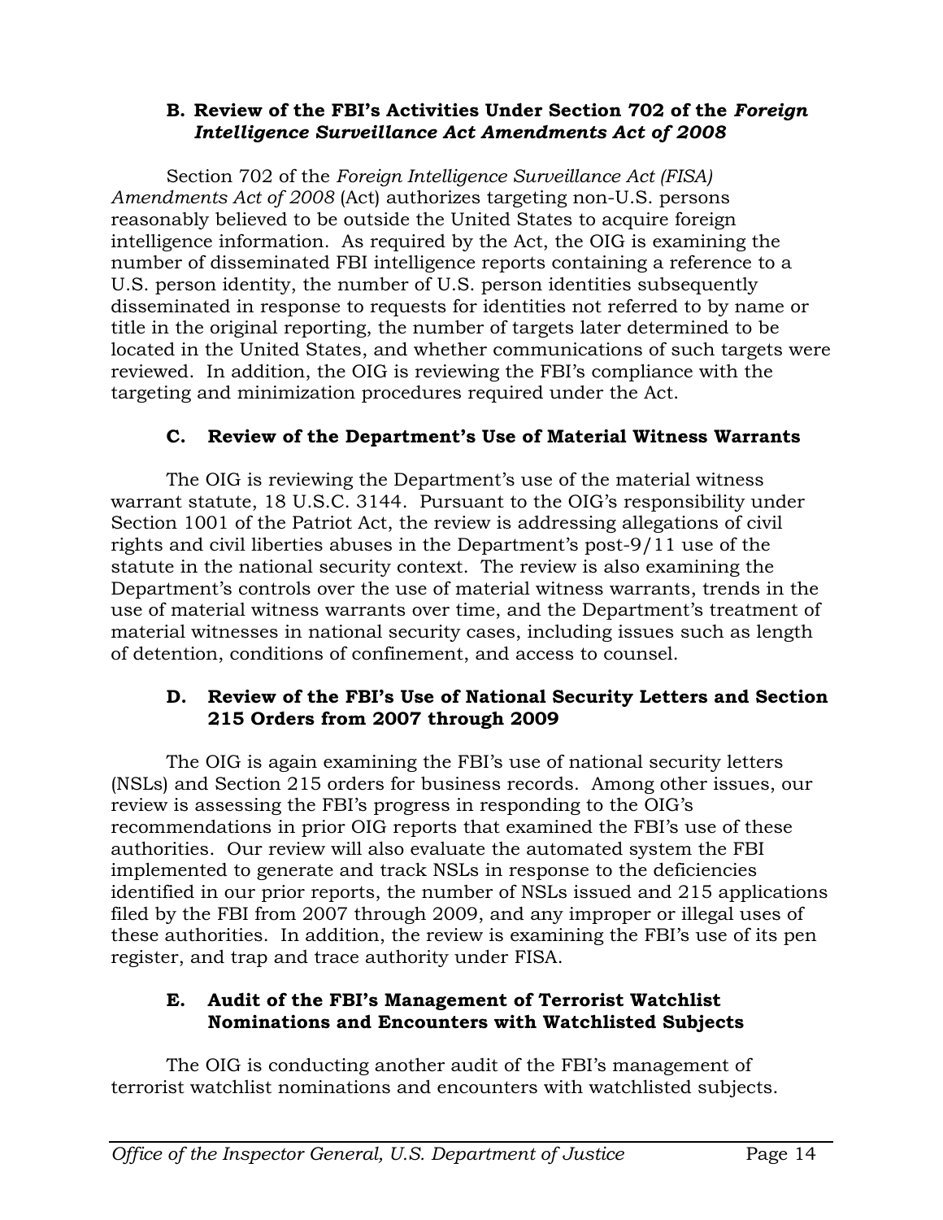### B. Review of the FBI's Activities Under Section 702 of the *Foreign Intelligence Surveillance Act Amendments Act of 2008*

Section 702 of the *Foreign Intelligence Surveillance Act (FISA) Amendments Act of 2008* (Act) authorizes targeting non-U.S. persons reasonably believed to be outside the United States to acquire foreign intelligence information. As required by the Act, the OIG is examining the number of disseminated FBI intelligence reports containing a reference to a U.S. person identity, the number of U.S. person identities subsequently disseminated in response to requests for identities not referred to by name or title in the original reporting, the number of targets later determined to be located in the United States, and whether communications of such targets were reviewed. In addition, the OIG is reviewing the FBI's compliance with the targeting and minimization procedures required under the Act.

### C. Review of the Department's Use of Material Witness Warrants

The OIG is reviewing the Department's use of the material witness warrant statute, 18 U.S.C. 3144. Pursuant to the OIG's responsibility under Section 1001 of the Patriot Act, the review is addressing allegations of civil rights and civil liberties abuses in the Department's post-9/11 use of the statute in the national security context. The review is also examining the Department's controls over the use of material witness warrants, trends in the use of material witness warrants over time, and the Department's treatment of material witnesses in national security cases, including issues such as length of detention, conditions of confinement, and access to counsel.

### D. Review of the FBI's Use of National Security Letters and Section 215 Orders from 2007 through 2009

The OIG is again examining the FBI's use of national security letters (NSLs) and Section 215 orders for business records. Among other issues, our review is assessing the FBI's progress in responding to the OIG's recommendations in prior OIG reports that examined the FBI's use of these authorities. Our review will also evaluate the automated system the FBI implemented to generate and track NSLs in response to the deficiencies identified in our prior reports, the number of NSLs issued and 215 applications filed by the FBI from 2007 through 2009, and any improper or illegal uses of these authorities. In addition, the review is examining the FBI's use of its pen register, and trap and trace authority under FISA.

### E. Audit of the FBI's Management of Terrorist Watchlist Nominations and Encounters with Watchlisted Subjects

The OIG is conducting another audit of the FBI's management of terrorist watchlist nominations and encounters with watchlisted subjects.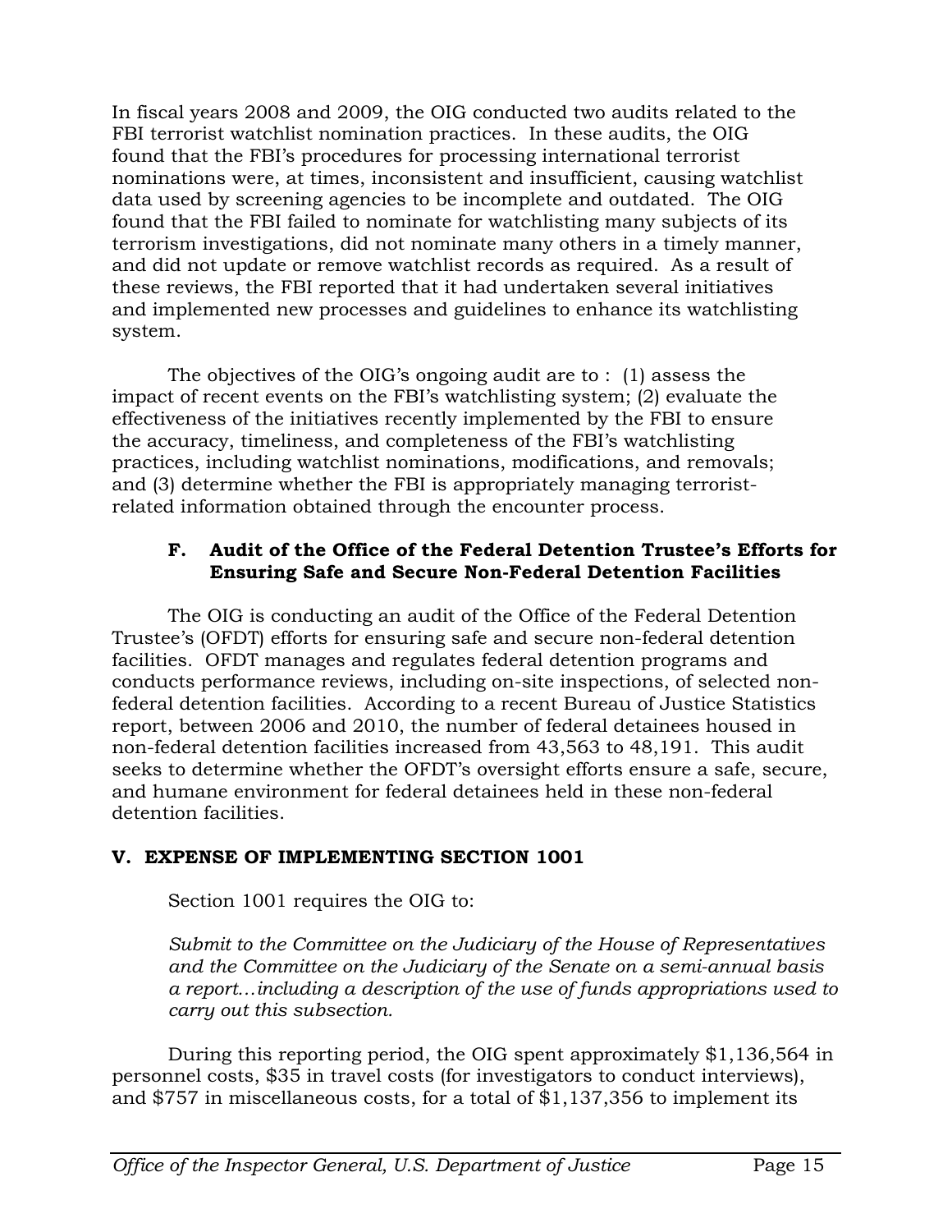In fiscal years 2008 and 2009, the OIG conducted two audits related to the FBI terrorist watchlist nomination practices. In these audits, the OIG found that the FBI's procedures for processing international terrorist nominations were, at times, inconsistent and insufficient, causing watchlist data used by screening agencies to be incomplete and outdated. The OIG found that the FBI failed to nominate for watchlisting many subjects of its terrorism investigations, did not nominate many others in a timely manner, and did not update or remove watchlist records as required. As a result of these reviews, the FBI reported that it had undertaken several initiatives and implemented new processes and guidelines to enhance its watchlisting system.

The objectives of the OIG's ongoing audit are to : (1) assess the impact of recent events on the FBI's watchlisting system; (2) evaluate the effectiveness of the initiatives recently implemented by the FBI to ensure the accuracy, timeliness, and completeness of the FBI's watchlisting practices, including watchlist nominations, modifications, and removals; and (3) determine whether the FBI is appropriately managing terrorist-related information obtained through the encounter process.

### F. Audit of the Office of the Federal Detention Trustee's Efforts for Ensuring Safe and Secure Non-Federal Detention Facilities

The OIG is conducting an audit of the Office of the Federal Detention Trustee's (OFDT) efforts for ensuring safe and secure non-federal detention facilities. OFDT manages and regulates federal detention programs and conducts performance reviews, including on-site inspections, of selected non-federal detention facilities. According to a recent Bureau of Justice Statistics report, between 2006 and 2010, the number of federal detainees housed in non-federal detention facilities increased from 43,563 to 48,191. This audit seeks to determine whether the OFDT's oversight efforts ensure a safe, secure, and humane environment for federal detainees held in these non-federal detention facilities.

## V. EXPENSE OF IMPLEMENTING SECTION 1001

Section 1001 requires the OIG to:

*Submit to the Committee on the Judiciary of the House of Representatives and the Committee on the Judiciary of the Senate on a semi-annual basis a report…including a description of the use of funds appropriations used to carry out this subsection.*

During this reporting period, the OIG spent approximately $1,136,564 in personnel costs, $35 in travel costs (for investigators to conduct interviews), and $757 in miscellaneous costs, for a total of $1,137,356 to implement its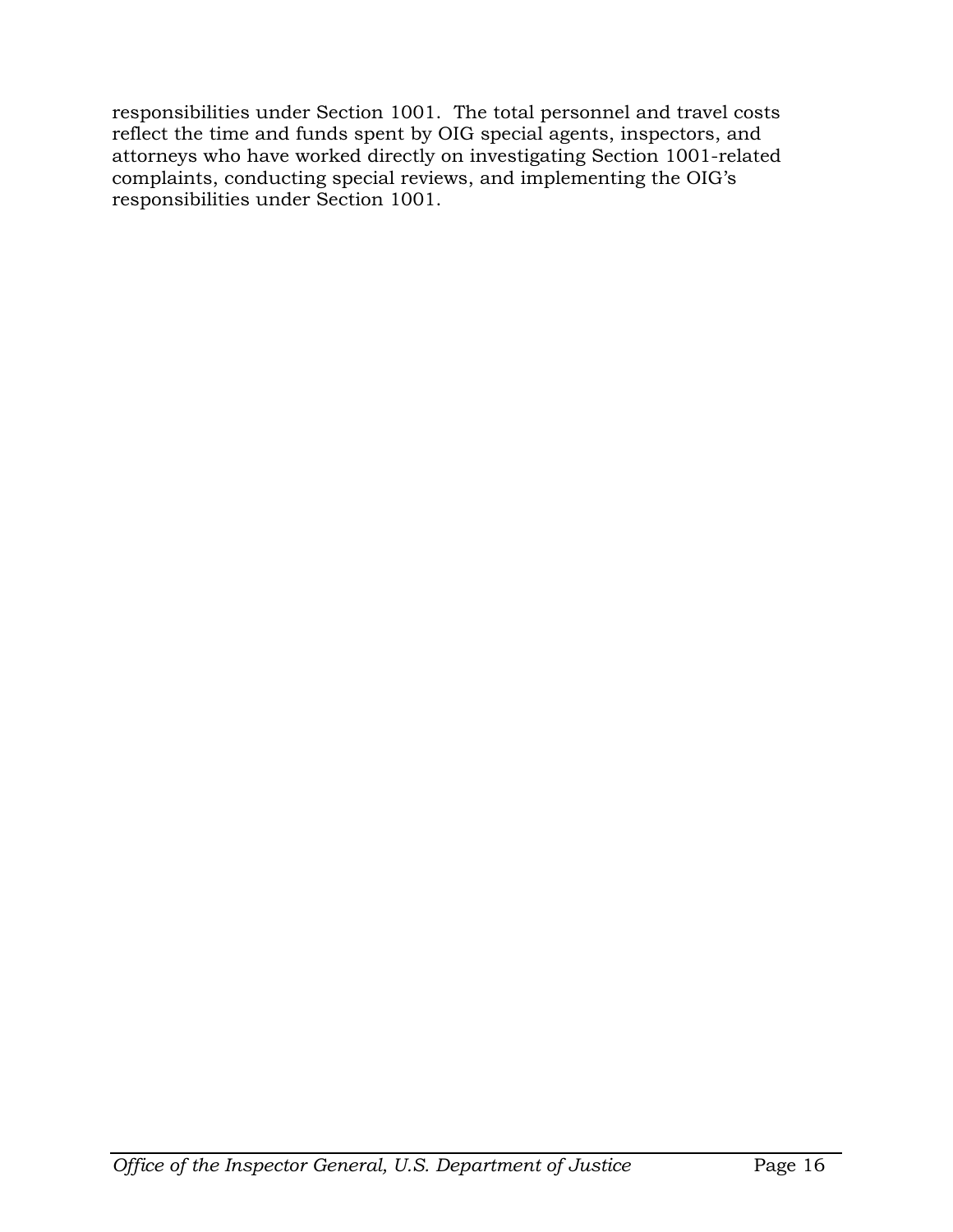responsibilities under Section 1001. The total personnel and travel costs reflect the time and funds spent by OIG special agents, inspectors, and attorneys who have worked directly on investigating Section 1001-related complaints, conducting special reviews, and implementing the OIG's responsibilities under Section 1001.